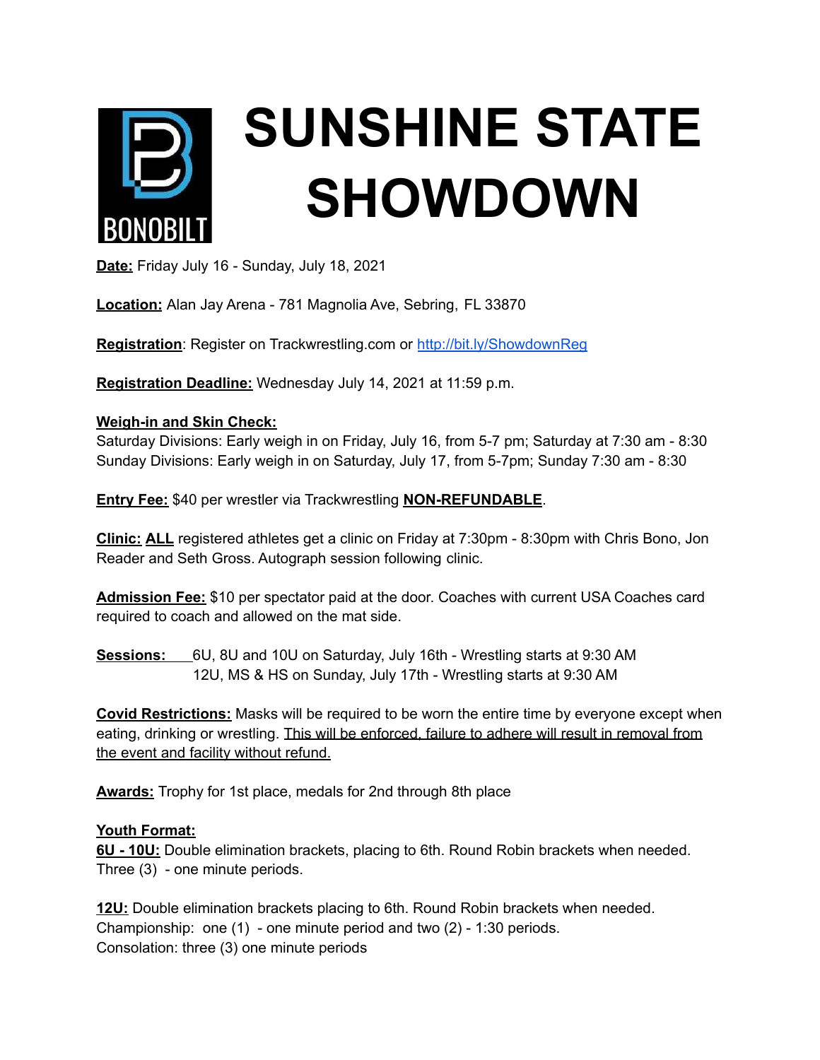BONOBILT

# SUNSHINE STATE SHOWDOWN

**Date:** Friday July 16 - Sunday, July 18, 2021

**Location:** Alan Jay Arena - 781 Magnolia Ave, Sebring, FL 33870

**Registration**: Register on Trackwrestling.com or http://bit.ly/ShowdownReg

**Registration Deadline:** Wednesday July 14, 2021 at 11:59 p.m.

**Weigh-in and Skin Check:**
Saturday Divisions: Early weigh in on Friday, July 16, from 5-7 pm; Saturday at 7:30 am - 8:30
Sunday Divisions: Early weigh in on Saturday, July 17, from 5-7pm; Sunday 7:30 am - 8:30

**Entry Fee:** $40 per wrestler via Trackwrestling **NON-REFUNDABLE**.

**Clinic:** **ALL** registered athletes get a clinic on Friday at 7:30pm - 8:30pm with Chris Bono, Jon Reader and Seth Gross. Autograph session following clinic.

**Admission Fee:** $10 per spectator paid at the door. Coaches with current USA Coaches card required to coach and allowed on the mat side.

**Sessions:** 6U, 8U and 10U on Saturday, July 16th - Wrestling starts at 9:30 AM
12U, MS & HS on Sunday, July 17th - Wrestling starts at 9:30 AM

**Covid Restrictions:** Masks will be required to be worn the entire time by everyone except when eating, drinking or wrestling. This will be enforced, failure to adhere will result in removal from the event and facility without refund.

**Awards:** Trophy for 1st place, medals for 2nd through 8th place

**Youth Format:**
**6U - 10U:** Double elimination brackets, placing to 6th. Round Robin brackets when needed. Three (3) - one minute periods.

**12U:** Double elimination brackets placing to 6th. Round Robin brackets when needed.
Championship: one (1) - one minute period and two (2) - 1:30 periods.
Consolation: three (3) one minute periods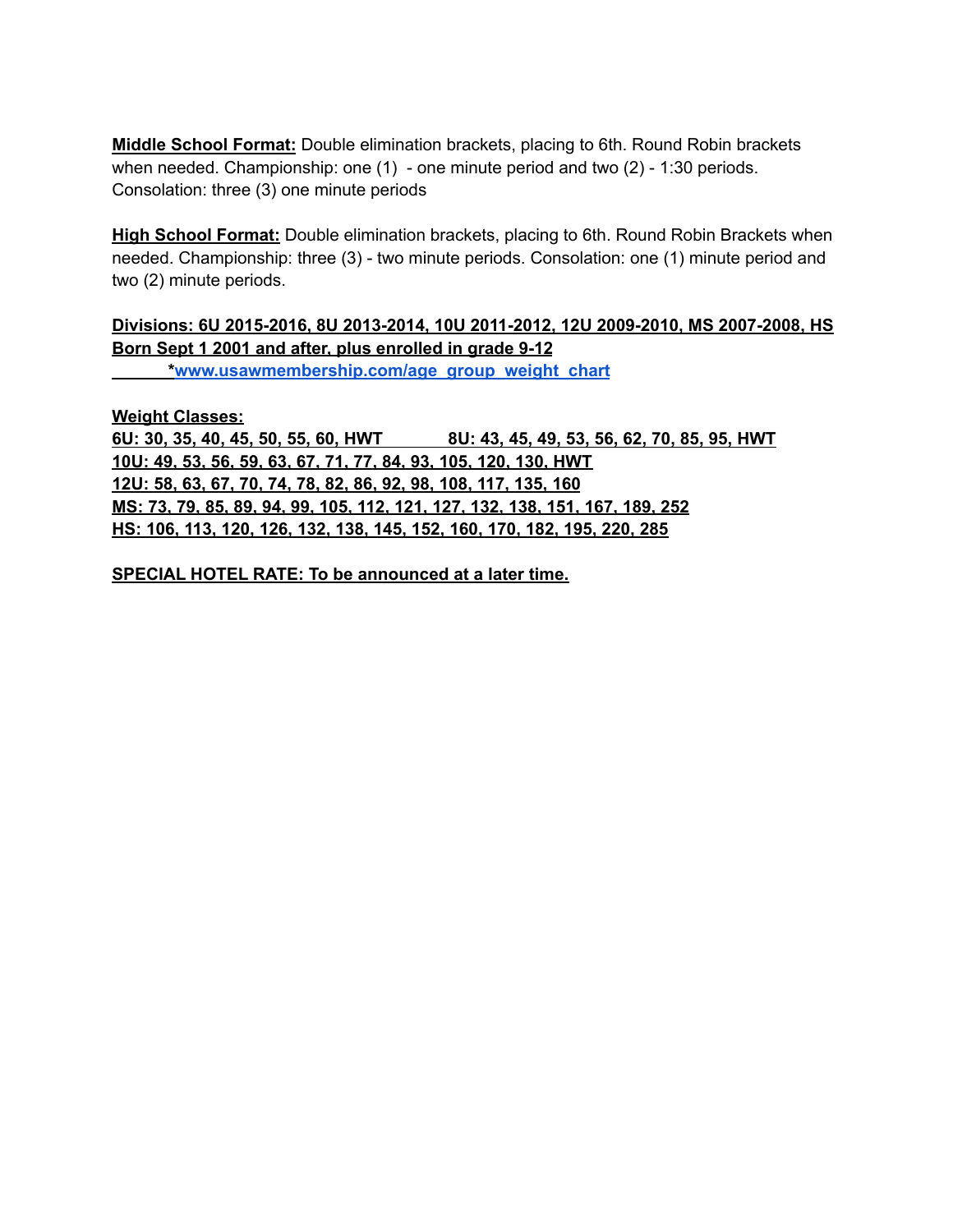**Middle School Format:** Double elimination brackets, placing to 6th. Round Robin brackets when needed. Championship: one (1) - one minute period and two (2) - 1:30 periods. Consolation: three (3) one minute periods

**High School Format:** Double elimination brackets, placing to 6th. Round Robin Brackets when needed. Championship: three (3) - two minute periods. Consolation: one (1) minute period and two (2) minute periods.

**Divisions: 6U 2015-2016, 8U 2013-2014, 10U 2011-2012, 12U 2009-2010, MS 2007-2008, HS Born Sept 1 2001 and after, plus enrolled in grade 9-12**

**\*[www.usawmembership.com/age_group_weight_chart](http://www.usawmembership.com/age_group_weight_chart)**

**Weight Classes:**

**6U: 30, 35, 40, 45, 50, 55, 60, HWT**

**8U: 43, 45, 49, 53, 56, 62, 70, 85, 95, HWT**

**10U: 49, 53, 56, 59, 63, 67, 71, 77, 84, 93, 105, 120, 130, HWT**

**12U: 58, 63, 67, 70, 74, 78, 82, 86, 92, 98, 108, 117, 135, 160**

**MS: 73, 79, 85, 89, 94, 99, 105, 112, 121, 127, 132, 138, 151, 167, 189, 252**

**HS: 106, 113, 120, 126, 132, 138, 145, 152, 160, 170, 182, 195, 220, 285**

**SPECIAL HOTEL RATE: To be announced at a later time.**